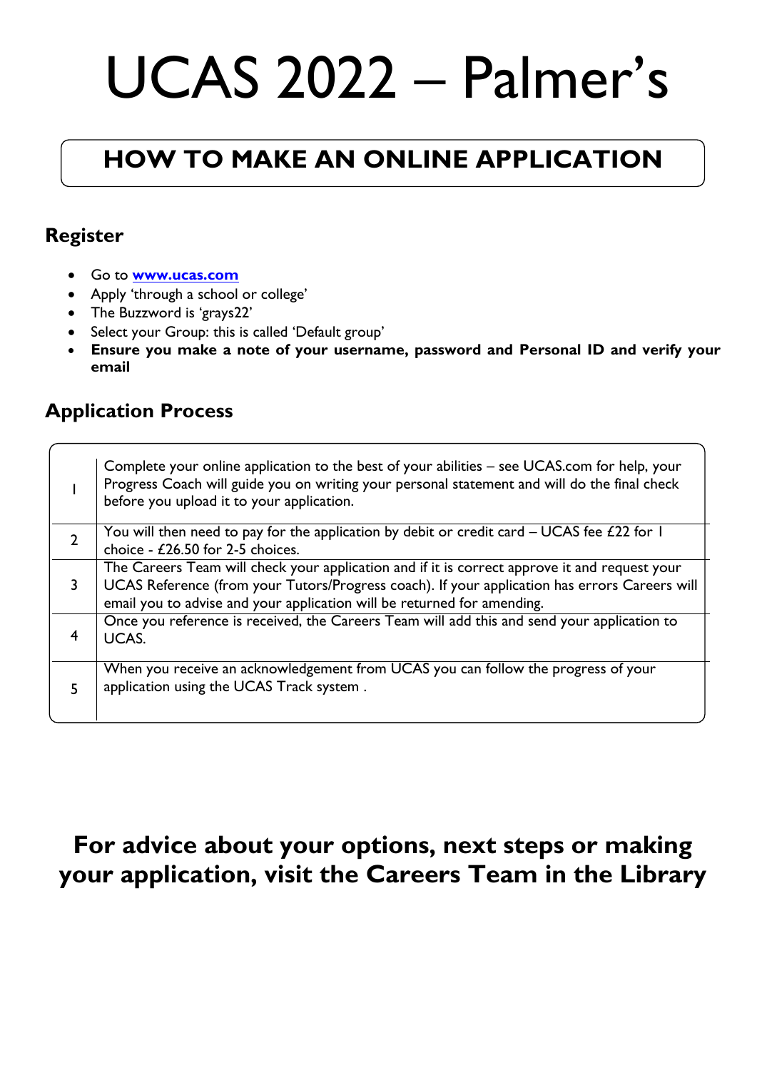# UCAS 2022 – Palmer's

## HOW TO MAKE AN ONLINE APPLICATION

### Register

- Go to **www.ucas.com**
- Apply 'through a school or college'
- The Buzzword is 'grays22'
- Select your Group: this is called 'Default group'
- **Ensure you make a note of your username, password and Personal ID and verify your email**

### Application Process

| | |
|---|---|
| 1 | Complete your online application to the best of your abilities – see UCAS.com for help, your Progress Coach will guide you on writing your personal statement and will do the final check before you upload it to your application. |
| 2 | You will then need to pay for the application by debit or credit card – UCAS fee £22 for 1 choice - £26.50 for 2-5 choices. |
| 3 | The Careers Team will check your application and if it is correct approve it and request your UCAS Reference (from your Tutors/Progress coach). If your application has errors Careers will email you to advise and your application will be returned for amending. |
| 4 | Once you reference is received, the Careers Team will add this and send your application to UCAS. |
| 5 | When you receive an acknowledgement from UCAS you can follow the progress of your application using the UCAS Track system . |

**For advice about your options, next steps or making your application, visit the Careers Team in the Library**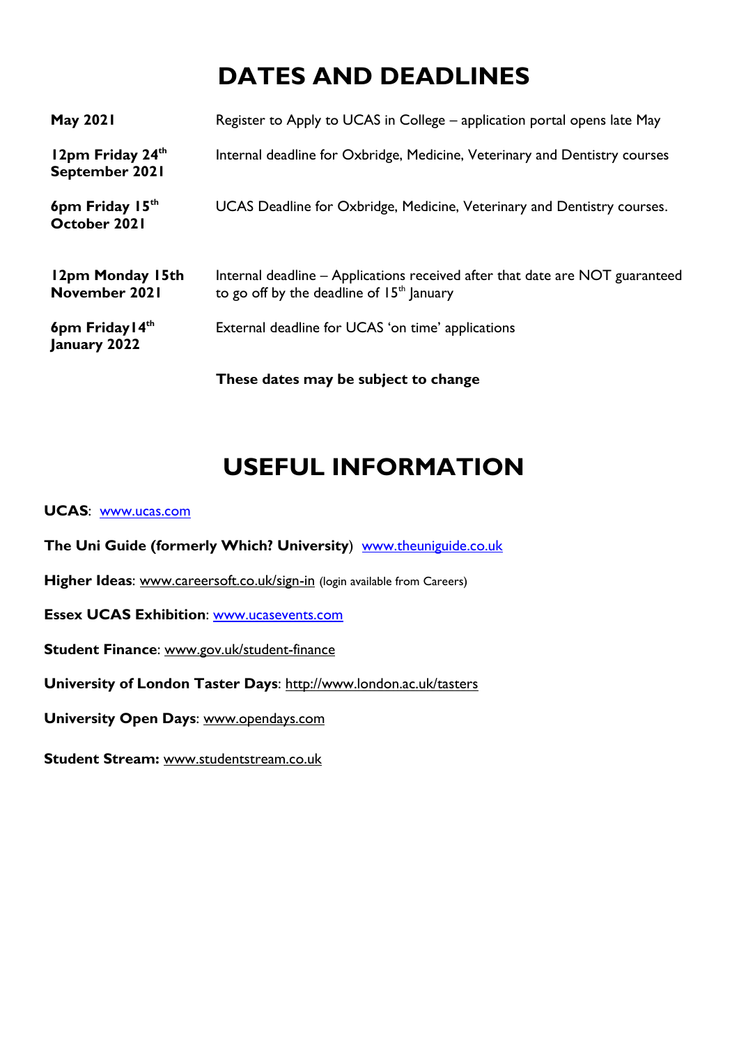# DATES AND DEADLINES

| | |
|---|---|
| **May 2021** | Register to Apply to UCAS in College – application portal opens late May |
| **12pm Friday 24th September 2021** | Internal deadline for Oxbridge, Medicine, Veterinary and Dentistry courses |
| **6pm Friday 15th October 2021** | UCAS Deadline for Oxbridge, Medicine, Veterinary and Dentistry courses. |
| **12pm Monday 15th November 2021** | Internal deadline – Applications received after that date are NOT guaranteed to go off by the deadline of 15th January |
| **6pm Friday14th January 2022** | External deadline for UCAS 'on time' applications |

**These dates may be subject to change**

# USEFUL INFORMATION

**UCAS**: www.ucas.com

**The Uni Guide (formerly Which? University**) www.theuniguide.co.uk

**Higher Ideas**: www.careersoft.co.uk/sign-in (login available from Careers)

**Essex UCAS Exhibition**: www.ucasevents.com

**Student Finance**: www.gov.uk/student-finance

**University of London Taster Days**: http://www.london.ac.uk/tasters

**University Open Days**: www.opendays.com

**Student Stream:** www.studentstream.co.uk